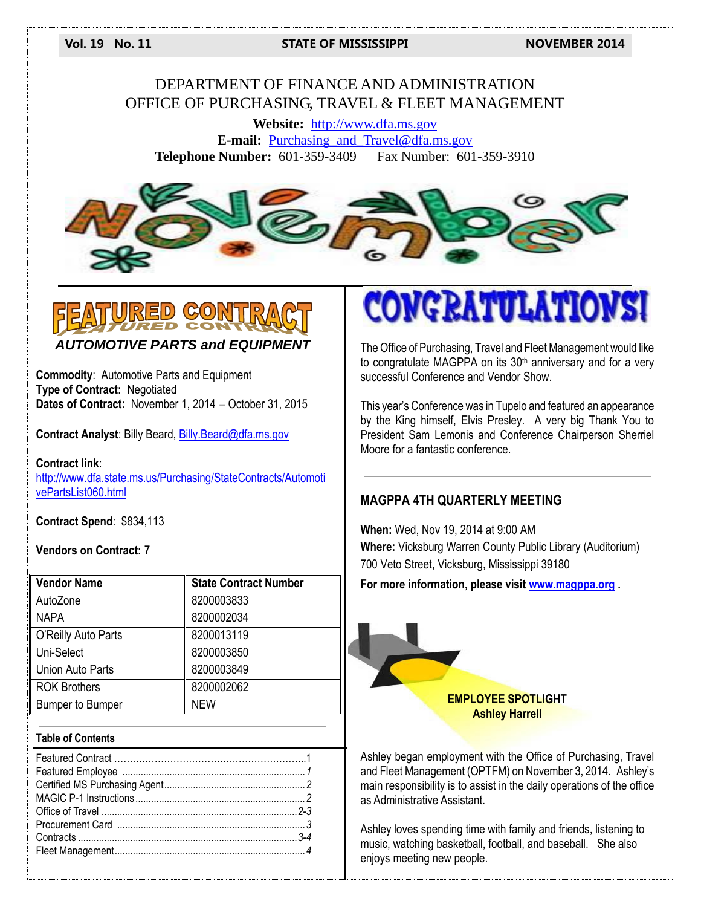# DEPARTMENT OF FINANCE AND ADMINISTRATION
# OFFICE OF PURCHASING, TRAVEL & FLEET MANAGEMENT

**Website:** http://www.dfa.ms.gov
**E-mail:** Purchasing_and_Travel@dfa.ms.gov
**Telephone Number:** 601-359-3409 Fax Number: 601-359-3910

## FEATURED CONTRACT

### *AUTOMOTIVE PARTS and EQUIPMENT*

**Commodity**: Automotive Parts and Equipment
**Type of Contract:** Negotiated
**Dates of Contract:** November 1, 2014 – October 31, 2015

**Contract Analyst**: Billy Beard, Billy.Beard@dfa.ms.gov

**Contract link**:
http://www.dfa.state.ms.us/Purchasing/StateContracts/AutomotivePartsList060.html

**Contract Spend**: $834,113

**Vendors on Contract: 7**

| Vendor Name | State Contract Number |
|---|---|
| AutoZone | 8200003833 |
| NAPA | 8200002034 |
| O'Reilly Auto Parts | 8200013119 |
| Uni-Select | 8200003850 |
| Union Auto Parts | 8200003849 |
| ROK Brothers | 8200002062 |
| Bumper to Bumper | NEW |

**Table of Contents**

- Featured Contract ....... 1
- Featured Employee ....... 1
- Certified MS Purchasing Agent ....... 2
- MAGIC P-1 Instructions ....... 2
- Office of Travel ....... 2-3
- Procurement Card ....... 3
- Contracts ....... 3-4
- Fleet Management ....... 4

## CONGRATULATIONS!

The Office of Purchasing, Travel and Fleet Management would like to congratulate MAGPPA on its 30th anniversary and for a very successful Conference and Vendor Show.

This year's Conference was in Tupelo and featured an appearance by the King himself, Elvis Presley. A very big Thank You to President Sam Lemonis and Conference Chairperson Sherriel Moore for a fantastic conference.

## MAGPPA 4TH QUARTERLY MEETING

**When:** Wed, Nov 19, 2014 at 9:00 AM
**Where:** Vicksburg Warren County Public Library (Auditorium)
700 Veto Street, Vicksburg, Mississippi 39180
**For more information, please visit www.magppa.org .**

## EMPLOYEE SPOTLIGHT
**Ashley Harrell**

Ashley began employment with the Office of Purchasing, Travel and Fleet Management (OPTFM) on November 3, 2014. Ashley's main responsibility is to assist in the daily operations of the office as Administrative Assistant.

Ashley loves spending time with family and friends, listening to music, watching basketball, football, and baseball. She also enjoys meeting new people.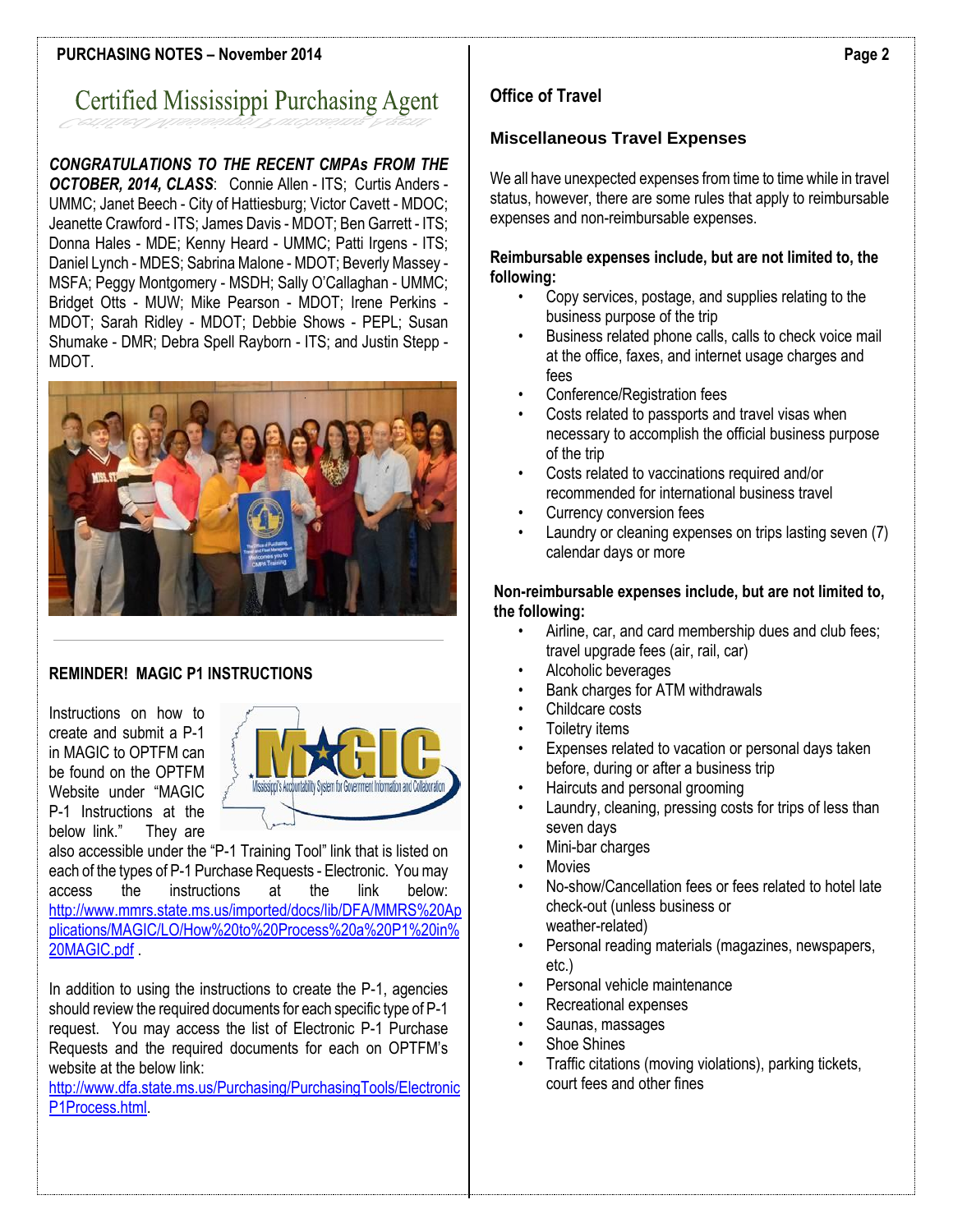# Certified Mississippi Purchasing Agent

***CONGRATULATIONS TO THE RECENT CMPAs FROM THE OCTOBER, 2014, CLASS***: Connie Allen - ITS; Curtis Anders - UMMC; Janet Beech - City of Hattiesburg; Victor Cavett - MDOC; Jeanette Crawford - ITS; James Davis - MDOT; Ben Garrett - ITS; Donna Hales - MDE; Kenny Heard - UMMC; Patti Irgens - ITS; Daniel Lynch - MDES; Sabrina Malone - MDOT; Beverly Massey - MSFA; Peggy Montgomery - MSDH; Sally O'Callaghan - UMMC; Bridget Otts - MUW; Mike Pearson - MDOT; Irene Perkins - MDOT; Sarah Ridley - MDOT; Debbie Shows - PEPL; Susan Shumake - DMR; Debra Spell Rayborn - ITS; and Justin Stepp - MDOT.

## REMINDER! MAGIC P1 INSTRUCTIONS

Instructions on how to create and submit a P-1 in MAGIC to OPTFM can be found on the OPTFM Website under "MAGIC P-1 Instructions at the below link." They are also accessible under the "P-1 Training Tool" link that is listed on each of the types of P-1 Purchase Requests - Electronic. You may access the instructions at the link below: http://www.mmrs.state.ms.us/imported/docs/lib/DFA/MMRS%20Applications/MAGIC/LO/How%20to%20Process%20a%20P1%20in%20MAGIC.pdf .

In addition to using the instructions to create the P-1, agencies should review the required documents for each specific type of P-1 request. You may access the list of Electronic P-1 Purchase Requests and the required documents for each on OPTFM's website at the below link: http://www.dfa.state.ms.us/Purchasing/PurchasingTools/ElectronicP1Process.html.

## Office of Travel

### Miscellaneous Travel Expenses

We all have unexpected expenses from time to time while in travel status, however, there are some rules that apply to reimbursable expenses and non-reimbursable expenses.

**Reimbursable expenses include, but are not limited to, the following:**

- Copy services, postage, and supplies relating to the business purpose of the trip
- Business related phone calls, calls to check voice mail at the office, faxes, and internet usage charges and fees
- Conference/Registration fees
- Costs related to passports and travel visas when necessary to accomplish the official business purpose of the trip
- Costs related to vaccinations required and/or recommended for international business travel
- Currency conversion fees
- Laundry or cleaning expenses on trips lasting seven (7) calendar days or more

**Non-reimbursable expenses include, but are not limited to, the following:**

- Airline, car, and card membership dues and club fees; travel upgrade fees (air, rail, car)
- Alcoholic beverages
- Bank charges for ATM withdrawals
- Childcare costs
- Toiletry items
- Expenses related to vacation or personal days taken before, during or after a business trip
- Haircuts and personal grooming
- Laundry, cleaning, pressing costs for trips of less than seven days
- Mini-bar charges
- Movies
- No-show/Cancellation fees or fees related to hotel late check-out (unless business or weather-related)
- Personal reading materials (magazines, newspapers, etc.)
- Personal vehicle maintenance
- Recreational expenses
- Saunas, massages
- Shoe Shines
- Traffic citations (moving violations), parking tickets, court fees and other fines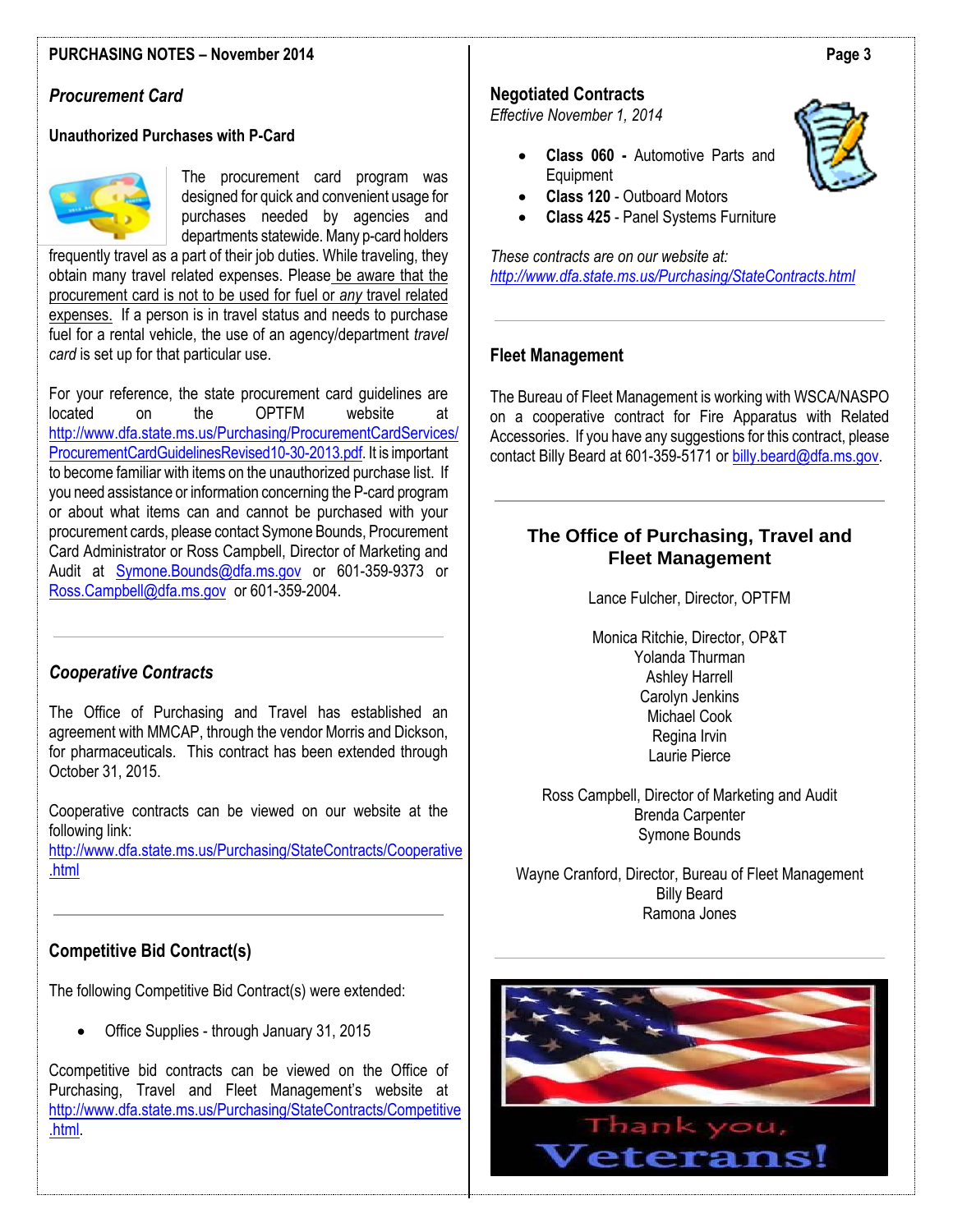**PURCHASING NOTES – November 2014**

## *Procurement Card*

### Unauthorized Purchases with P-Card

The procurement card program was designed for quick and convenient usage for purchases needed by agencies and departments statewide. Many p-card holders frequently travel as a part of their job duties. While traveling, they obtain many travel related expenses. Please be aware that the procurement card is not to be used for fuel or *any* travel related expenses. If a person is in travel status and needs to purchase fuel for a rental vehicle, the use of an agency/department *travel card* is set up for that particular use.

For your reference, the state procurement card guidelines are located on the OPTFM website at http://www.dfa.state.ms.us/Purchasing/ProcurementCardServices/ProcurementCardGuidelinesRevised10-30-2013.pdf. It is important to become familiar with items on the unauthorized purchase list. If you need assistance or information concerning the P-card program or about what items can and cannot be purchased with your procurement cards, please contact Symone Bounds, Procurement Card Administrator or Ross Campbell, Director of Marketing and Audit at Symone.Bounds@dfa.ms.gov or 601-359-9373 or Ross.Campbell@dfa.ms.gov or 601-359-2004.

---

## *Cooperative Contracts*

The Office of Purchasing and Travel has established an agreement with MMCAP, through the vendor Morris and Dickson, for pharmaceuticals. This contract has been extended through October 31, 2015.

Cooperative contracts can be viewed on our website at the following link: http://www.dfa.state.ms.us/Purchasing/StateContracts/Cooperative.html

---

## Competitive Bid Contract(s)

The following Competitive Bid Contract(s) were extended:

- Office Supplies - through January 31, 2015

Ccompetitive bid contracts can be viewed on the Office of Purchasing, Travel and Fleet Management's website at http://www.dfa.state.ms.us/Purchasing/StateContracts/Competitive.html.

## Negotiated Contracts

*Effective November 1, 2014*

- **Class 060** - Automotive Parts and Equipment
- **Class 120** - Outboard Motors
- **Class 425** - Panel Systems Furniture

*These contracts are on our website at:*
*http://www.dfa.state.ms.us/Purchasing/StateContracts.html*

---

## Fleet Management

The Bureau of Fleet Management is working with WSCA/NASPO on a cooperative contract for Fire Apparatus with Related Accessories. If you have any suggestions for this contract, please contact Billy Beard at 601-359-5171 or billy.beard@dfa.ms.gov.

---

## The Office of Purchasing, Travel and Fleet Management

Lance Fulcher, Director, OPTFM

Monica Ritchie, Director, OP&T
Yolanda Thurman
Ashley Harrell
Carolyn Jenkins
Michael Cook
Regina Irvin
Laurie Pierce

Ross Campbell, Director of Marketing and Audit
Brenda Carpenter
Symone Bounds

Wayne Cranford, Director, Bureau of Fleet Management
Billy Beard
Ramona Jones

Thank you, Veterans!